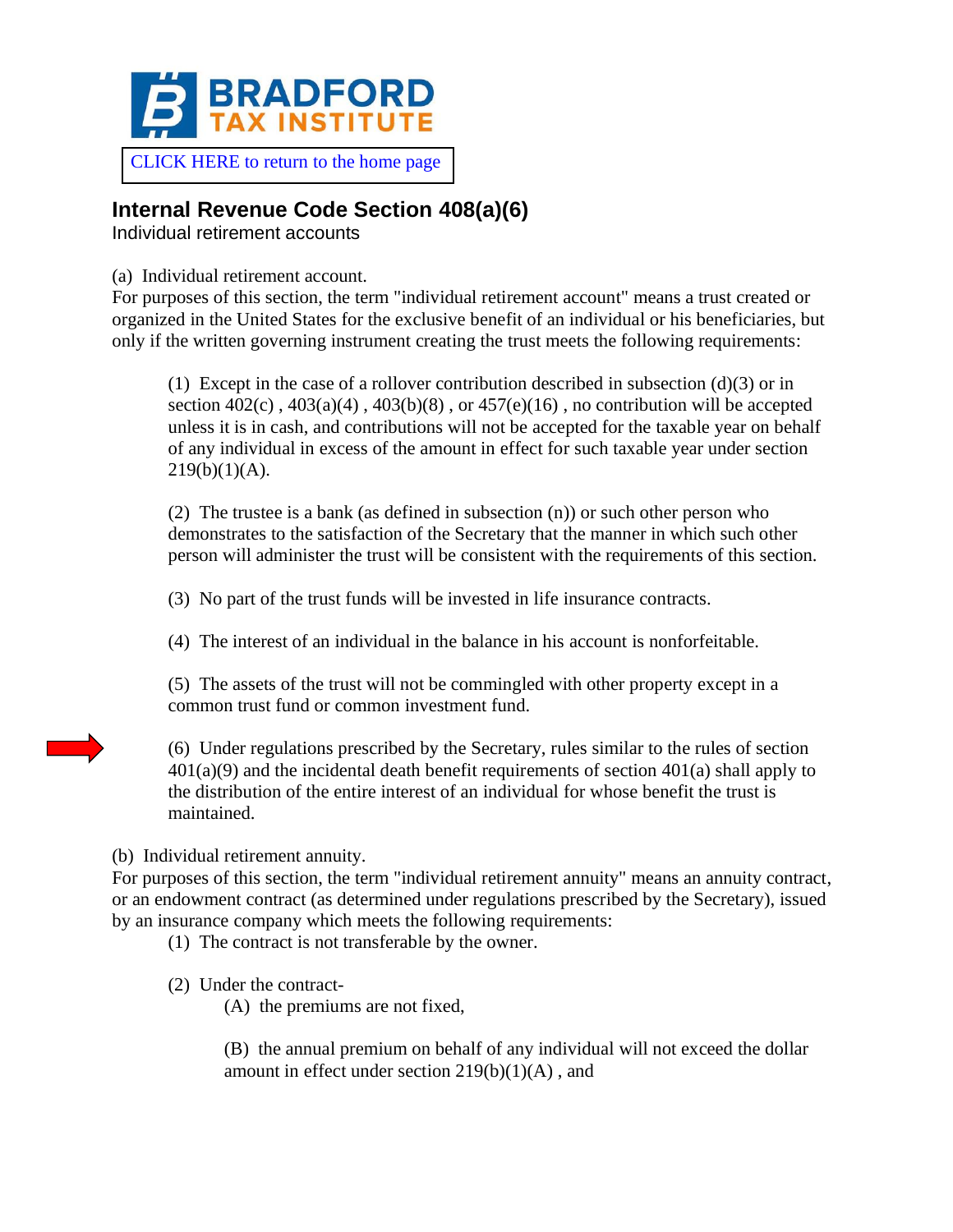BRADFORD TAX INSTITUTE

CLICK HERE to return to the home page

## Internal Revenue Code Section 408(a)(6)

Individual retirement accounts

(a) Individual retirement account.

For purposes of this section, the term "individual retirement account" means a trust created or organized in the United States for the exclusive benefit of an individual or his beneficiaries, but only if the written governing instrument creating the trust meets the following requirements:

(1) Except in the case of a rollover contribution described in subsection (d)(3) or in section 402(c) , 403(a)(4) , 403(b)(8) , or 457(e)(16) , no contribution will be accepted unless it is in cash, and contributions will not be accepted for the taxable year on behalf of any individual in excess of the amount in effect for such taxable year under section 219(b)(1)(A).

(2) The trustee is a bank (as defined in subsection (n)) or such other person who demonstrates to the satisfaction of the Secretary that the manner in which such other person will administer the trust will be consistent with the requirements of this section.

(3) No part of the trust funds will be invested in life insurance contracts.

(4) The interest of an individual in the balance in his account is nonforfeitable.

(5) The assets of the trust will not be commingled with other property except in a common trust fund or common investment fund.

(6) Under regulations prescribed by the Secretary, rules similar to the rules of section 401(a)(9) and the incidental death benefit requirements of section 401(a) shall apply to the distribution of the entire interest of an individual for whose benefit the trust is maintained.

(b) Individual retirement annuity.

For purposes of this section, the term "individual retirement annuity" means an annuity contract, or an endowment contract (as determined under regulations prescribed by the Secretary), issued by an insurance company which meets the following requirements:

(1) The contract is not transferable by the owner.

(2) Under the contract-

(A) the premiums are not fixed,

(B) the annual premium on behalf of any individual will not exceed the dollar amount in effect under section 219(b)(1)(A) , and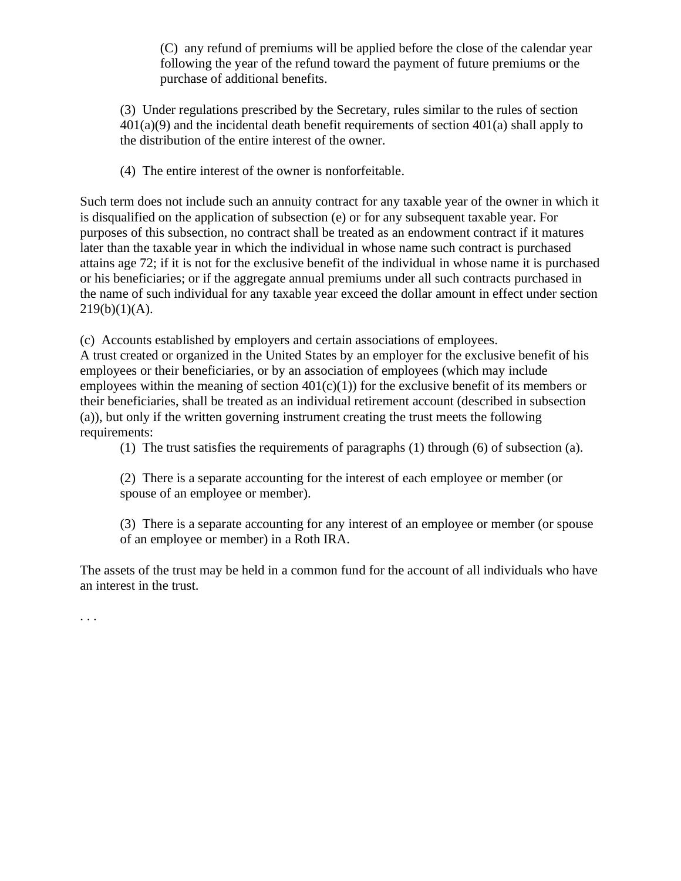(C) any refund of premiums will be applied before the close of the calendar year following the year of the refund toward the payment of future premiums or the purchase of additional benefits.

(3) Under regulations prescribed by the Secretary, rules similar to the rules of section 401(a)(9) and the incidental death benefit requirements of section 401(a) shall apply to the distribution of the entire interest of the owner.

(4) The entire interest of the owner is nonforfeitable.

Such term does not include such an annuity contract for any taxable year of the owner in which it is disqualified on the application of subsection (e) or for any subsequent taxable year. For purposes of this subsection, no contract shall be treated as an endowment contract if it matures later than the taxable year in which the individual in whose name such contract is purchased attains age 72; if it is not for the exclusive benefit of the individual in whose name it is purchased or his beneficiaries; or if the aggregate annual premiums under all such contracts purchased in the name of such individual for any taxable year exceed the dollar amount in effect under section 219(b)(1)(A).

(c) Accounts established by employers and certain associations of employees.
A trust created or organized in the United States by an employer for the exclusive benefit of his employees or their beneficiaries, or by an association of employees (which may include employees within the meaning of section 401(c)(1)) for the exclusive benefit of its members or their beneficiaries, shall be treated as an individual retirement account (described in subsection (a)), but only if the written governing instrument creating the trust meets the following requirements:

(1) The trust satisfies the requirements of paragraphs (1) through (6) of subsection (a).

(2) There is a separate accounting for the interest of each employee or member (or spouse of an employee or member).

(3) There is a separate accounting for any interest of an employee or member (or spouse of an employee or member) in a Roth IRA.

The assets of the trust may be held in a common fund for the account of all individuals who have an interest in the trust.

. . .